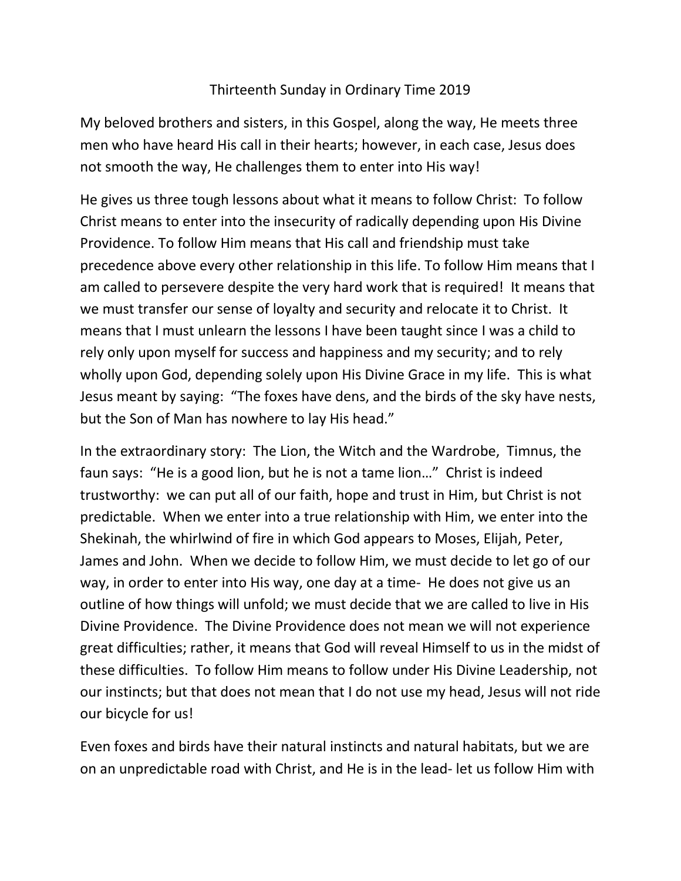# Thirteenth Sunday in Ordinary Time 2019

My beloved brothers and sisters, in this Gospel, along the way, He meets three men who have heard His call in their hearts; however, in each case, Jesus does not smooth the way, He challenges them to enter into His way!

He gives us three tough lessons about what it means to follow Christ: To follow Christ means to enter into the insecurity of radically depending upon His Divine Providence. To follow Him means that His call and friendship must take precedence above every other relationship in this life. To follow Him means that I am called to persevere despite the very hard work that is required! It means that we must transfer our sense of loyalty and security and relocate it to Christ. It means that I must unlearn the lessons I have been taught since I was a child to rely only upon myself for success and happiness and my security; and to rely wholly upon God, depending solely upon His Divine Grace in my life. This is what Jesus meant by saying: "The foxes have dens, and the birds of the sky have nests, but the Son of Man has nowhere to lay His head."

In the extraordinary story: The Lion, the Witch and the Wardrobe, Timnus, the faun says: "He is a good lion, but he is not a tame lion…" Christ is indeed trustworthy: we can put all of our faith, hope and trust in Him, but Christ is not predictable. When we enter into a true relationship with Him, we enter into the Shekinah, the whirlwind of fire in which God appears to Moses, Elijah, Peter, James and John. When we decide to follow Him, we must decide to let go of our way, in order to enter into His way, one day at a time- He does not give us an outline of how things will unfold; we must decide that we are called to live in His Divine Providence. The Divine Providence does not mean we will not experience great difficulties; rather, it means that God will reveal Himself to us in the midst of these difficulties. To follow Him means to follow under His Divine Leadership, not our instincts; but that does not mean that I do not use my head, Jesus will not ride our bicycle for us!

Even foxes and birds have their natural instincts and natural habitats, but we are on an unpredictable road with Christ, and He is in the lead- let us follow Him with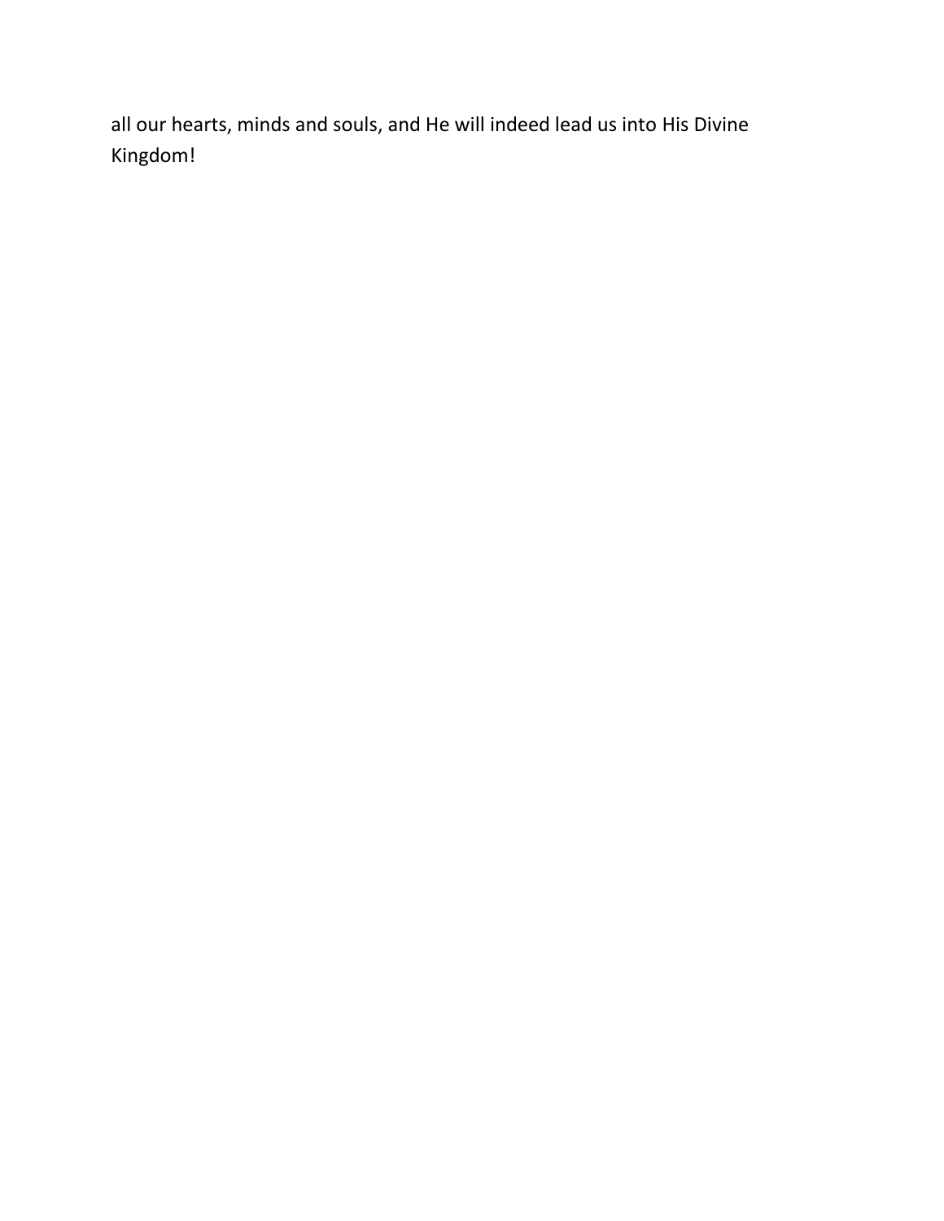all our hearts, minds and souls, and He will indeed lead us into His Divine Kingdom!